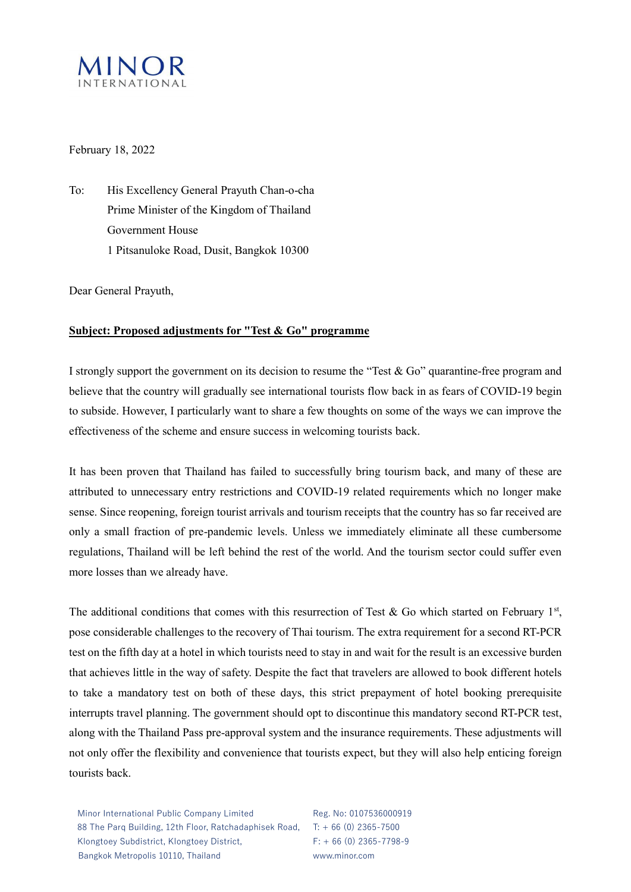MINOR
INTERNATIONAL

February 18, 2022

To: His Excellency General Prayuth Chan-o-cha  
Prime Minister of the Kingdom of Thailand  
Government House  
1 Pitsanuloke Road, Dusit, Bangkok 10300

Dear General Prayuth,

**Subject: Proposed adjustments for "Test & Go" programme**

I strongly support the government on its decision to resume the "Test & Go" quarantine-free program and believe that the country will gradually see international tourists flow back in as fears of COVID-19 begin to subside. However, I particularly want to share a few thoughts on some of the ways we can improve the effectiveness of the scheme and ensure success in welcoming tourists back.

It has been proven that Thailand has failed to successfully bring tourism back, and many of these are attributed to unnecessary entry restrictions and COVID-19 related requirements which no longer make sense. Since reopening, foreign tourist arrivals and tourism receipts that the country has so far received are only a small fraction of pre-pandemic levels. Unless we immediately eliminate all these cumbersome regulations, Thailand will be left behind the rest of the world. And the tourism sector could suffer even more losses than we already have.

The additional conditions that comes with this resurrection of Test & Go which started on February 1st, pose considerable challenges to the recovery of Thai tourism. The extra requirement for a second RT-PCR test on the fifth day at a hotel in which tourists need to stay in and wait for the result is an excessive burden that achieves little in the way of safety. Despite the fact that travelers are allowed to book different hotels to take a mandatory test on both of these days, this strict prepayment of hotel booking prerequisite interrupts travel planning. The government should opt to discontinue this mandatory second RT-PCR test, along with the Thailand Pass pre-approval system and the insurance requirements. These adjustments will not only offer the flexibility and convenience that tourists expect, but they will also help enticing foreign tourists back.

Minor International Public Company Limited  
88 The Parq Building, 12th Floor, Ratchadaphisek Road,  
Klongtoey Subdistrict, Klongtoey District,  
Bangkok Metropolis 10110, Thailand

Reg. No: 0107536000919  
T: + 66 (0) 2365-7500  
F: + 66 (0) 2365-7798-9  
www.minor.com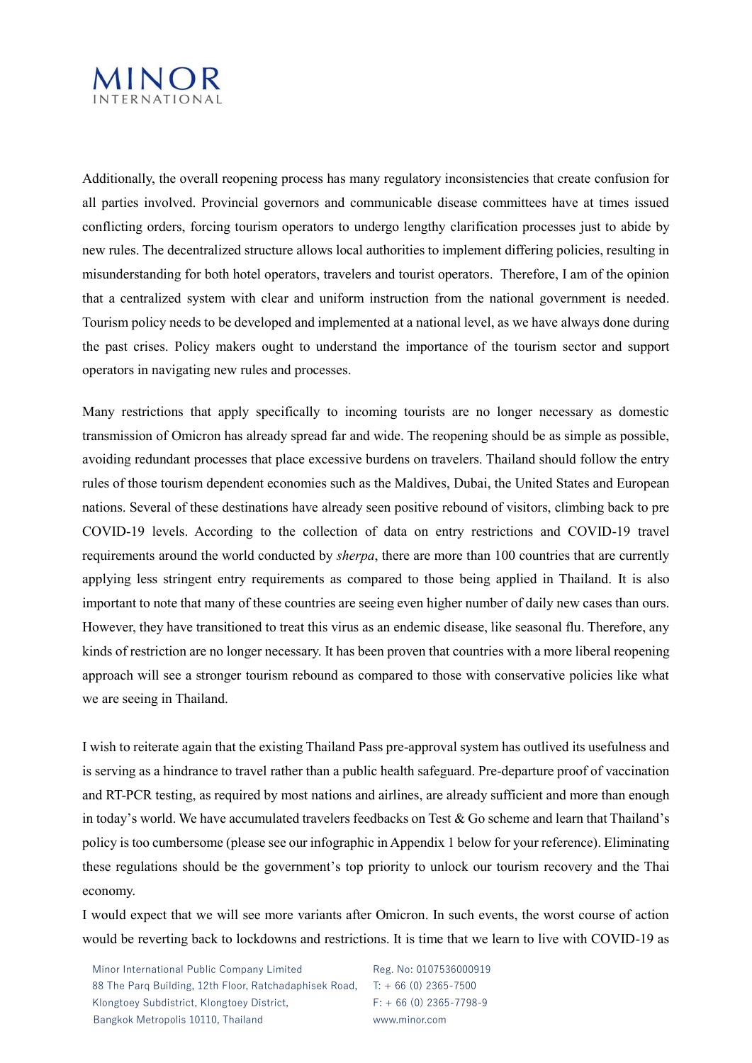Additionally, the overall reopening process has many regulatory inconsistencies that create confusion for all parties involved. Provincial governors and communicable disease committees have at times issued conflicting orders, forcing tourism operators to undergo lengthy clarification processes just to abide by new rules. The decentralized structure allows local authorities to implement differing policies, resulting in misunderstanding for both hotel operators, travelers and tourist operators. Therefore, I am of the opinion that a centralized system with clear and uniform instruction from the national government is needed. Tourism policy needs to be developed and implemented at a national level, as we have always done during the past crises. Policy makers ought to understand the importance of the tourism sector and support operators in navigating new rules and processes.

Many restrictions that apply specifically to incoming tourists are no longer necessary as domestic transmission of Omicron has already spread far and wide. The reopening should be as simple as possible, avoiding redundant processes that place excessive burdens on travelers. Thailand should follow the entry rules of those tourism dependent economies such as the Maldives, Dubai, the United States and European nations. Several of these destinations have already seen positive rebound of visitors, climbing back to pre COVID-19 levels. According to the collection of data on entry restrictions and COVID-19 travel requirements around the world conducted by *sherpa*, there are more than 100 countries that are currently applying less stringent entry requirements as compared to those being applied in Thailand. It is also important to note that many of these countries are seeing even higher number of daily new cases than ours. However, they have transitioned to treat this virus as an endemic disease, like seasonal flu. Therefore, any kinds of restriction are no longer necessary. It has been proven that countries with a more liberal reopening approach will see a stronger tourism rebound as compared to those with conservative policies like what we are seeing in Thailand.

I wish to reiterate again that the existing Thailand Pass pre-approval system has outlived its usefulness and is serving as a hindrance to travel rather than a public health safeguard. Pre-departure proof of vaccination and RT-PCR testing, as required by most nations and airlines, are already sufficient and more than enough in today's world. We have accumulated travelers feedbacks on Test & Go scheme and learn that Thailand's policy is too cumbersome (please see our infographic in Appendix 1 below for your reference). Eliminating these regulations should be the government's top priority to unlock our tourism recovery and the Thai economy.

I would expect that we will see more variants after Omicron. In such events, the worst course of action would be reverting back to lockdowns and restrictions. It is time that we learn to live with COVID-19 as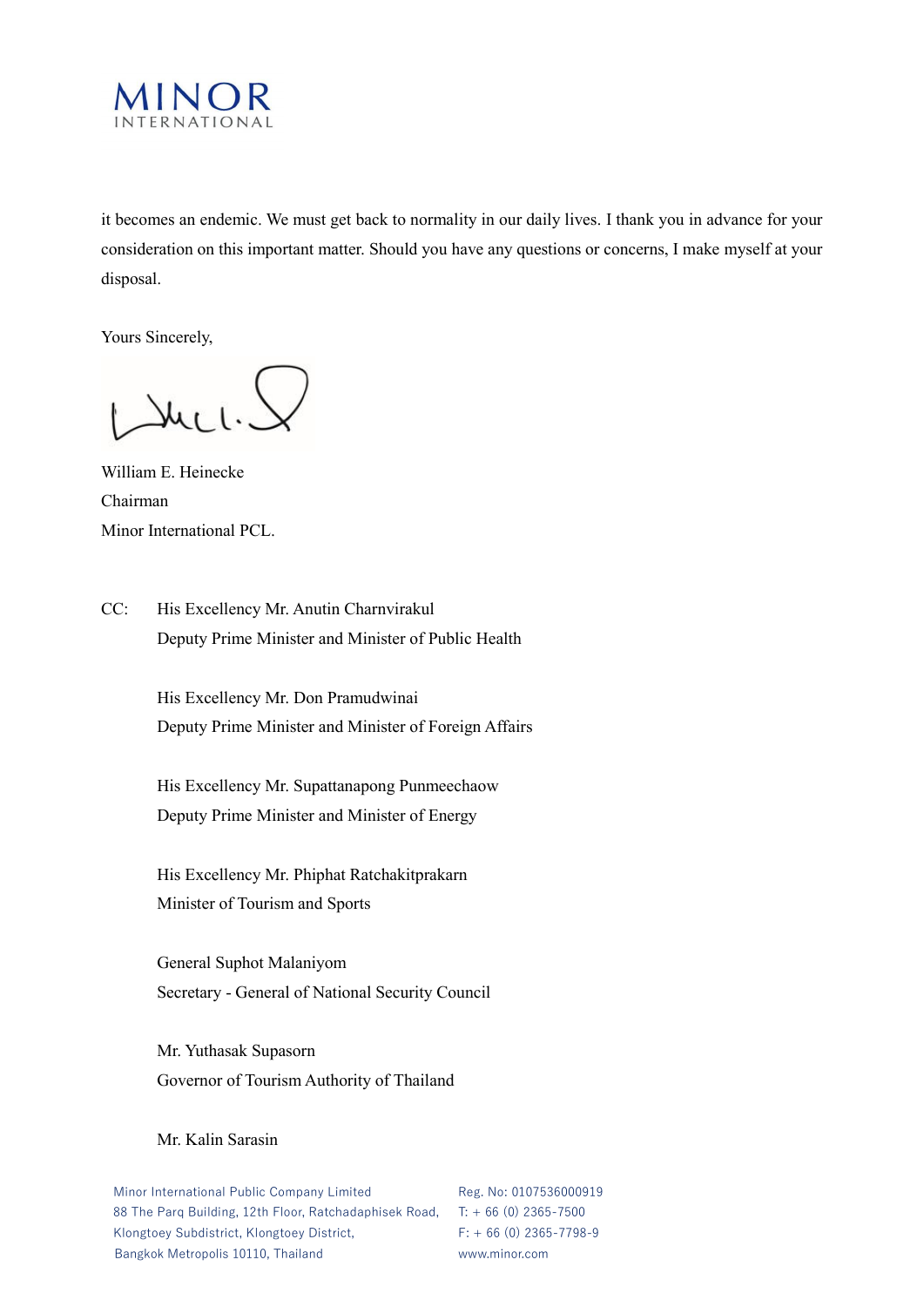it becomes an endemic. We must get back to normality in our daily lives. I thank you in advance for your consideration on this important matter. Should you have any questions or concerns, I make myself at your disposal.

Yours Sincerely,

William E. Heinecke
Chairman
Minor International PCL.

CC: His Excellency Mr. Anutin Charnvirakul
Deputy Prime Minister and Minister of Public Health

His Excellency Mr. Don Pramudwinai
Deputy Prime Minister and Minister of Foreign Affairs

His Excellency Mr. Supattanapong Punmeechaow
Deputy Prime Minister and Minister of Energy

His Excellency Mr. Phiphat Ratchakitprakarn
Minister of Tourism and Sports

General Suphot Malaniyom
Secretary - General of National Security Council

Mr. Yuthasak Supasorn
Governor of Tourism Authority of Thailand

Mr. Kalin Sarasin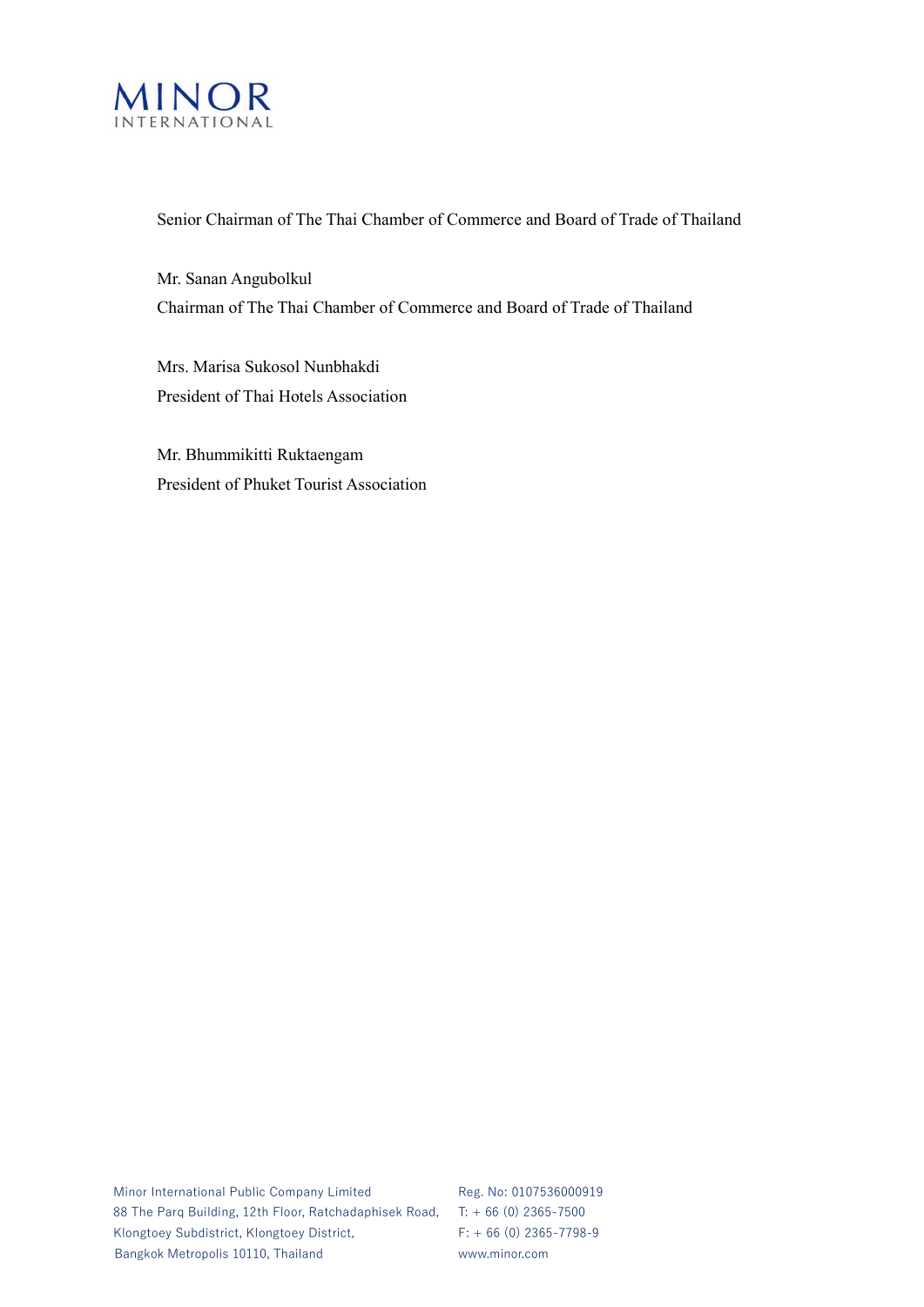Senior Chairman of The Thai Chamber of Commerce and Board of Trade of Thailand

Mr. Sanan Angubolkul
Chairman of The Thai Chamber of Commerce and Board of Trade of Thailand

Mrs. Marisa Sukosol Nunbhakdi
President of Thai Hotels Association

Mr. Bhummikitti Ruktaengam
President of Phuket Tourist Association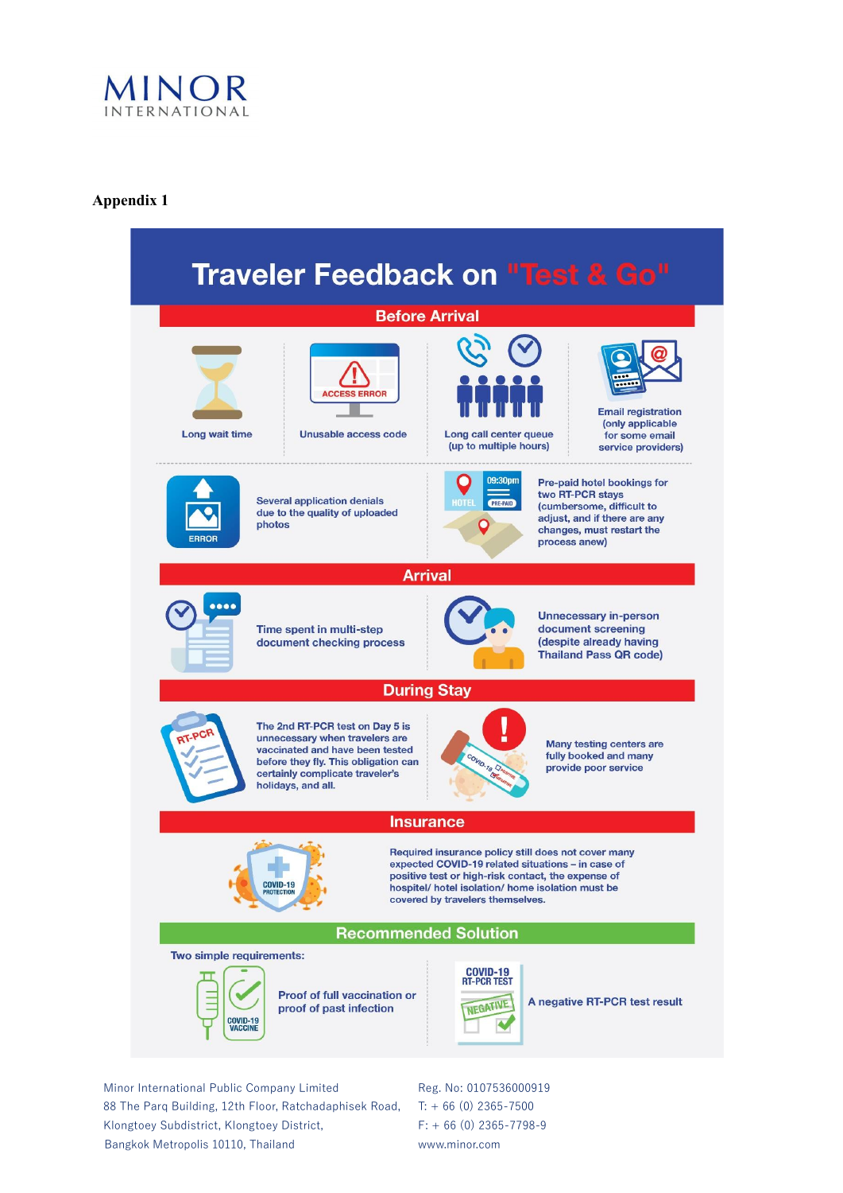MINOR INTERNATIONAL

**Appendix 1**

# Traveler Feedback on "Test & Go"

## Before Arrival

- Long wait time
- Unusable access code
- Long call center queue (up to multiple hours)
- Email registration (only applicable for some email service providers)
- Several application denials due to the quality of uploaded photos
- Pre-paid hotel bookings for two RT-PCR stays (cumbersome, difficult to adjust, and if there are any changes, must restart the process anew)

## Arrival

- Time spent in multi-step document checking process
- Unnecessary in-person document screening (despite already having Thailand Pass QR code)

## During Stay

- The 2nd RT-PCR test on Day 5 is unnecessary when travelers are vaccinated and have been tested before they fly. This obligation can certainly complicate traveler's holidays, and all.
- Many testing centers are fully booked and many provide poor service

## Insurance

- Required insurance policy still does not cover many expected COVID-19 related situations – in case of positive test or high-risk contact, the expense of hospitel/ hotel isolation/ home isolation must be covered by travelers themselves.

## Recommended Solution

Two simple requirements:

- Proof of full vaccination or proof of past infection
- A negative RT-PCR test result

Minor International Public Company Limited
88 The Parq Building, 12th Floor, Ratchadaphisek Road,
Klongtoey Subdistrict, Klongtoey District,
Bangkok Metropolis 10110, Thailand

Reg. No: 0107536000919
T: + 66 (0) 2365-7500
F: + 66 (0) 2365-7798-9
www.minor.com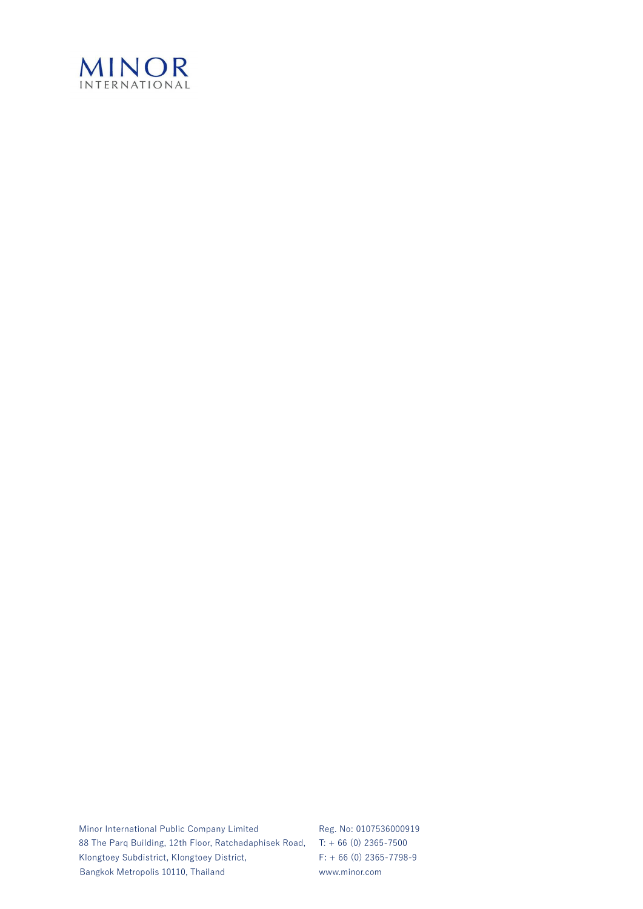MINOR
INTERNATIONAL

Minor International Public Company Limited
88 The Parq Building, 12th Floor, Ratchadaphisek Road,
Klongtoey Subdistrict, Klongtoey District,
Bangkok Metropolis 10110, Thailand

Reg. No: 0107536000919
T: + 66 (0) 2365-7500
F: + 66 (0) 2365-7798-9
www.minor.com